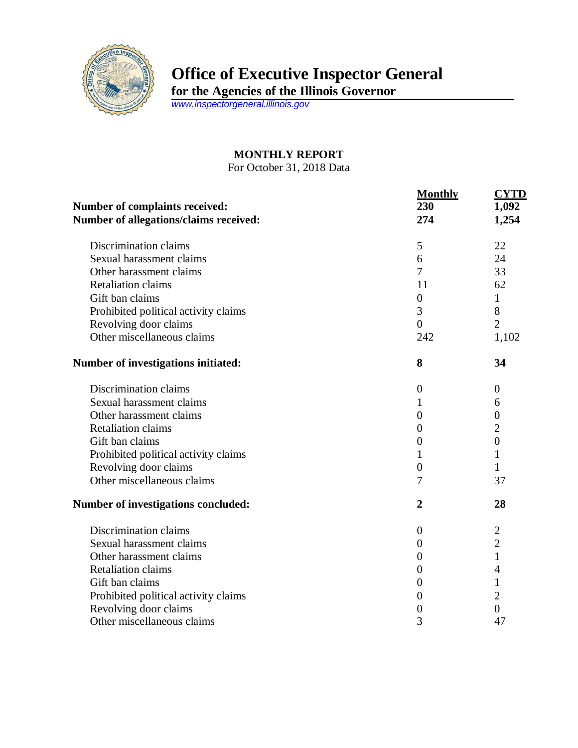# Office of Executive Inspector General

**for the Agencies of the Illinois Governor**

www.inspectorgeneral.illinois.gov

## MONTHLY REPORT

For October 31, 2018 Data

| | Monthly | CYTD |
|---|---|---|
| **Number of complaints received:** | **230** | **1,092** |
| **Number of allegations/claims received:** | **274** | **1,254** |
| Discrimination claims | 5 | 22 |
| Sexual harassment claims | 6 | 24 |
| Other harassment claims | 7 | 33 |
| Retaliation claims | 11 | 62 |
| Gift ban claims | 0 | 1 |
| Prohibited political activity claims | 3 | 8 |
| Revolving door claims | 0 | 2 |
| Other miscellaneous claims | 242 | 1,102 |
| **Number of investigations initiated:** | **8** | **34** |
| Discrimination claims | 0 | 0 |
| Sexual harassment claims | 1 | 6 |
| Other harassment claims | 0 | 0 |
| Retaliation claims | 0 | 2 |
| Gift ban claims | 0 | 0 |
| Prohibited political activity claims | 1 | 1 |
| Revolving door claims | 0 | 1 |
| Other miscellaneous claims | 7 | 37 |
| **Number of investigations concluded:** | **2** | **28** |
| Discrimination claims | 0 | 2 |
| Sexual harassment claims | 0 | 2 |
| Other harassment claims | 0 | 1 |
| Retaliation claims | 0 | 4 |
| Gift ban claims | 0 | 1 |
| Prohibited political activity claims | 0 | 2 |
| Revolving door claims | 0 | 0 |
| Other miscellaneous claims | 3 | 47 |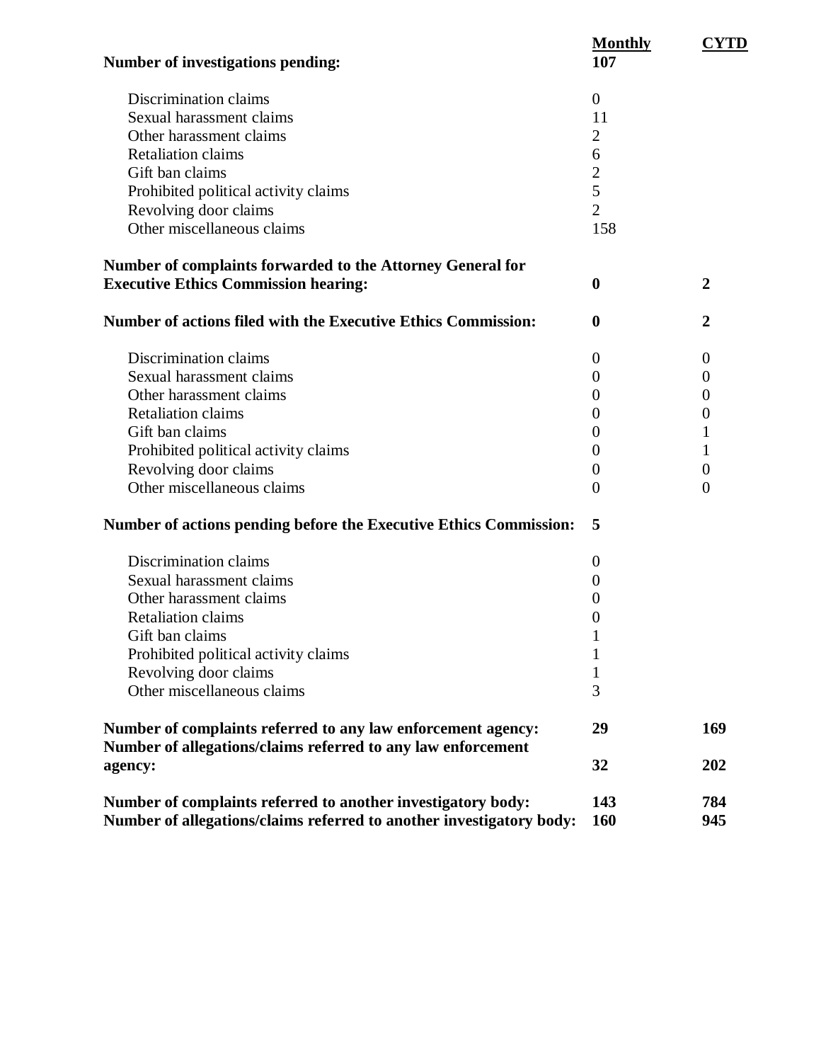| | Monthly | CYTD |
|---|---|---|
| **Number of investigations pending:** | **107** | |
| Discrimination claims | 0 | |
| Sexual harassment claims | 11 | |
| Other harassment claims | 2 | |
| Retaliation claims | 6 | |
| Gift ban claims | 2 | |
| Prohibited political activity claims | 5 | |
| Revolving door claims | 2 | |
| Other miscellaneous claims | 158 | |
| **Number of complaints forwarded to the Attorney General for Executive Ethics Commission hearing:** | **0** | **2** |
| **Number of actions filed with the Executive Ethics Commission:** | **0** | **2** |
| Discrimination claims | 0 | 0 |
| Sexual harassment claims | 0 | 0 |
| Other harassment claims | 0 | 0 |
| Retaliation claims | 0 | 0 |
| Gift ban claims | 0 | 1 |
| Prohibited political activity claims | 0 | 1 |
| Revolving door claims | 0 | 0 |
| Other miscellaneous claims | 0 | 0 |
| **Number of actions pending before the Executive Ethics Commission:** | **5** | |
| Discrimination claims | 0 | |
| Sexual harassment claims | 0 | |
| Other harassment claims | 0 | |
| Retaliation claims | 0 | |
| Gift ban claims | 1 | |
| Prohibited political activity claims | 1 | |
| Revolving door claims | 1 | |
| Other miscellaneous claims | 3 | |
| **Number of complaints referred to any law enforcement agency:** | **29** | **169** |
| **Number of allegations/claims referred to any law enforcement agency:** | **32** | **202** |
| **Number of complaints referred to another investigatory body:** | **143** | **784** |
| **Number of allegations/claims referred to another investigatory body:** | **160** | **945** |